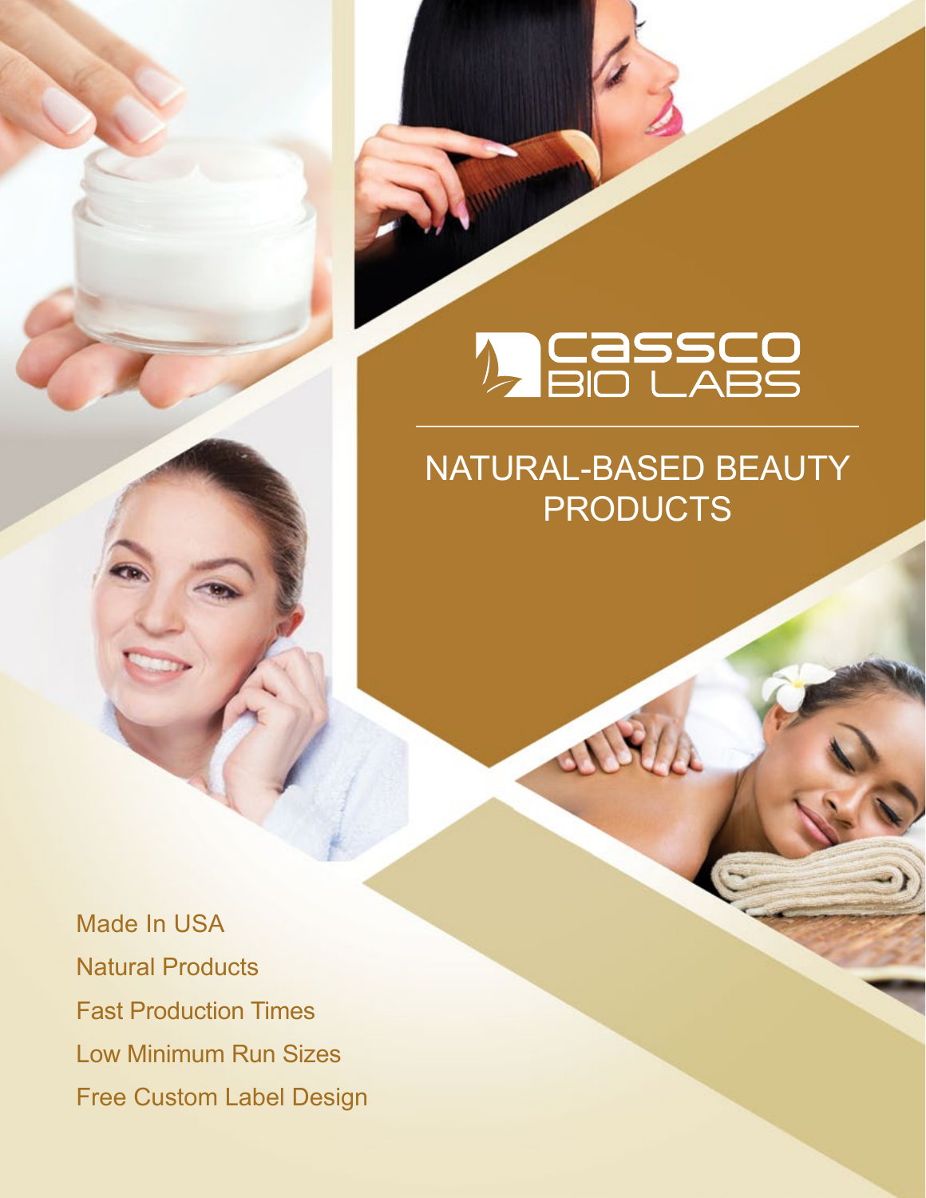# CASSCO BIO LABS

## NATURAL-BASED BEAUTY PRODUCTS

Made In USA

Natural Products

Fast Production Times

Low Minimum Run Sizes

Free Custom Label Design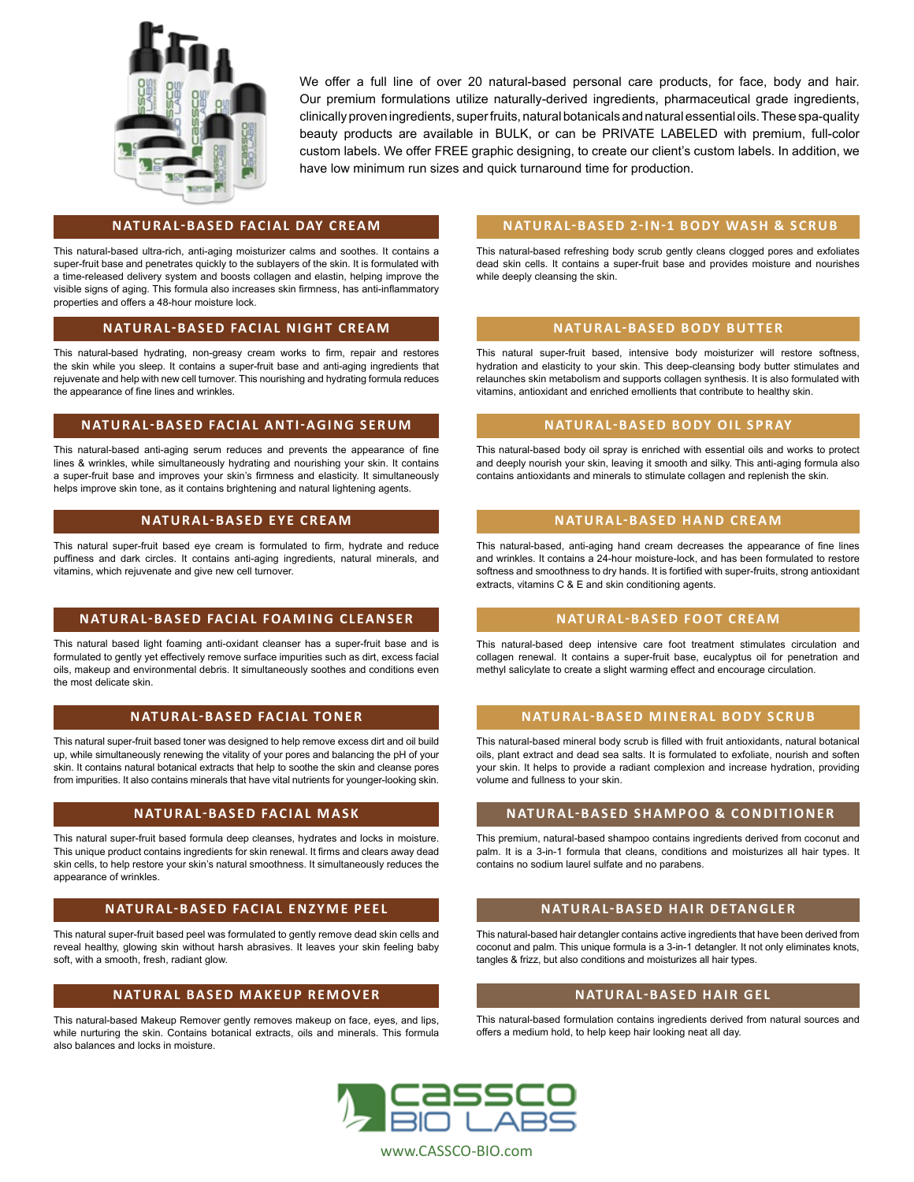We offer a full line of over 20 natural-based personal care products, for face, body and hair. Our premium formulations utilize naturally-derived ingredients, pharmaceutical grade ingredients, clinically proven ingredients, super fruits, natural botanicals and natural essential oils. These spa-quality beauty products are available in BULK, or can be PRIVATE LABELED with premium, full-color custom labels. We offer FREE graphic designing, to create our client's custom labels. In addition, we have low minimum run sizes and quick turnaround time for production.

## NATURAL-BASED FACIAL DAY CREAM

This natural-based ultra-rich, anti-aging moisturizer calms and soothes. It contains a super-fruit base and penetrates quickly to the sublayers of the skin. It is formulated with a time-released delivery system and boosts collagen and elastin, helping improve the visible signs of aging. This formula also increases skin firmness, has anti-inflammatory properties and offers a 48-hour moisture lock.

## NATURAL-BASED FACIAL NIGHT CREAM

This natural-based hydrating, non-greasy cream works to firm, repair and restores the skin while you sleep. It contains a super-fruit base and anti-aging ingredients that rejuvenate and help with new cell turnover. This nourishing and hydrating formula reduces the appearance of fine lines and wrinkles.

## NATURAL-BASED FACIAL ANTI-AGING SERUM

This natural-based anti-aging serum reduces and prevents the appearance of fine lines & wrinkles, while simultaneously hydrating and nourishing your skin. It contains a super-fruit base and improves your skin's firmness and elasticity. It simultaneously helps improve skin tone, as it contains brightening and natural lightening agents.

## NATURAL-BASED EYE CREAM

This natural super-fruit based eye cream is formulated to firm, hydrate and reduce puffiness and dark circles. It contains anti-aging ingredients, natural minerals, and vitamins, which rejuvenate and give new cell turnover.

## NATURAL-BASED FACIAL FOAMING CLEANSER

This natural based light foaming anti-oxidant cleanser has a super-fruit base and is formulated to gently yet effectively remove surface impurities such as dirt, excess facial oils, makeup and environmental debris. It simultaneously soothes and conditions even the most delicate skin.

## NATURAL-BASED FACIAL TONER

This natural super-fruit based toner was designed to help remove excess dirt and oil build up, while simultaneously renewing the vitality of your pores and balancing the pH of your skin. It contains natural botanical extracts that help to soothe the skin and cleanse pores from impurities. It also contains minerals that have vital nutrients for younger-looking skin.

## NATURAL-BASED FACIAL MASK

This natural super-fruit based formula deep cleanses, hydrates and locks in moisture. This unique product contains ingredients for skin renewal. It firms and clears away dead skin cells, to help restore your skin's natural smoothness. It simultaneously reduces the appearance of wrinkles.

## NATURAL-BASED FACIAL ENZYME PEEL

This natural super-fruit based peel was formulated to gently remove dead skin cells and reveal healthy, glowing skin without harsh abrasives. It leaves your skin feeling baby soft, with a smooth, fresh, radiant glow.

## NATURAL BASED MAKEUP REMOVER

This natural-based Makeup Remover gently removes makeup on face, eyes, and lips, while nurturing the skin. Contains botanical extracts, oils and minerals. This formula also balances and locks in moisture.

## NATURAL-BASED 2-IN-1 BODY WASH & SCRUB

This natural-based refreshing body scrub gently cleans clogged pores and exfoliates dead skin cells. It contains a super-fruit base and provides moisture and nourishes while deeply cleansing the skin.

## NATURAL-BASED BODY BUTTER

This natural super-fruit based, intensive body moisturizer will restore softness, hydration and elasticity to your skin. This deep-cleansing body butter stimulates and relaunches skin metabolism and supports collagen synthesis. It is also formulated with vitamins, antioxidant and enriched emollients that contribute to healthy skin.

## NATURAL-BASED BODY OIL SPRAY

This natural-based body oil spray is enriched with essential oils and works to protect and deeply nourish your skin, leaving it smooth and silky. This anti-aging formula also contains antioxidants and minerals to stimulate collagen and replenish the skin.

## NATURAL-BASED HAND CREAM

This natural-based, anti-aging hand cream decreases the appearance of fine lines and wrinkles. It contains a 24-hour moisture-lock, and has been formulated to restore softness and smoothness to dry hands. It is fortified with super-fruits, strong antioxidant extracts, vitamins C & E and skin conditioning agents.

## NATURAL-BASED FOOT CREAM

This natural-based deep intensive care foot treatment stimulates circulation and collagen renewal. It contains a super-fruit base, eucalyptus oil for penetration and methyl salicylate to create a slight warming effect and encourage circulation.

## NATURAL-BASED MINERAL BODY SCRUB

This natural-based mineral body scrub is filled with fruit antioxidants, natural botanical oils, plant extract and dead sea salts. It is formulated to exfoliate, nourish and soften your skin. It helps to provide a radiant complexion and increase hydration, providing volume and fullness to your skin.

## NATURAL-BASED SHAMPOO & CONDITIONER

This premium, natural-based shampoo contains ingredients derived from coconut and palm. It is a 3-in-1 formula that cleans, conditions and moisturizes all hair types. It contains no sodium laurel sulfate and no parabens.

## NATURAL-BASED HAIR DETANGLER

This natural-based hair detangler contains active ingredients that have been derived from coconut and palm. This unique formula is a 3-in-1 detangler. It not only eliminates knots, tangles & frizz, but also conditions and moisturizes all hair types.

## NATURAL-BASED HAIR GEL

This natural-based formulation contains ingredients derived from natural sources and offers a medium hold, to help keep hair looking neat all day.

CASSCO BIO LABS

www.CASSCO-BIO.com